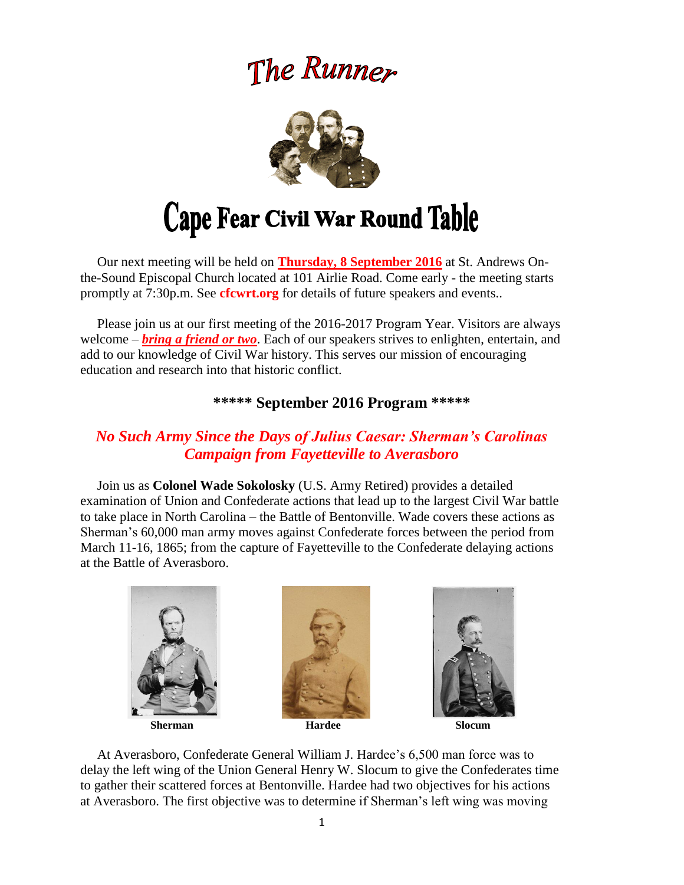# The Runner

# Cape Fear Civil War Round Table

Our next meeting will be held on **Thursday, 8 September 2016** at St. Andrews On-the-Sound Episcopal Church located at 101 Airlie Road. Come early - the meeting starts promptly at 7:30p.m. See **cfcwrt.org** for details of future speakers and events..

Please join us at our first meeting of the 2016-2017 Program Year. Visitors are always welcome – ***bring a friend or two***. Each of our speakers strives to enlighten, entertain, and add to our knowledge of Civil War history. This serves our mission of encouraging education and research into that historic conflict.

## ***** September 2016 Program *****

### *No Such Army Since the Days of Julius Caesar: Sherman's Carolinas Campaign from Fayetteville to Averasboro*

Join us as **Colonel Wade Sokolosky** (U.S. Army Retired) provides a detailed examination of Union and Confederate actions that lead up to the largest Civil War battle to take place in North Carolina – the Battle of Bentonville. Wade covers these actions as Sherman's 60,000 man army moves against Confederate forces between the period from March 11-16, 1865; from the capture of Fayetteville to the Confederate delaying actions at the Battle of Averasboro.

**Sherman** **Hardee** **Slocum**

At Averasboro, Confederate General William J. Hardee's 6,500 man force was to delay the left wing of the Union General Henry W. Slocum to give the Confederates time to gather their scattered forces at Bentonville. Hardee had two objectives for his actions at Averasboro. The first objective was to determine if Sherman's left wing was moving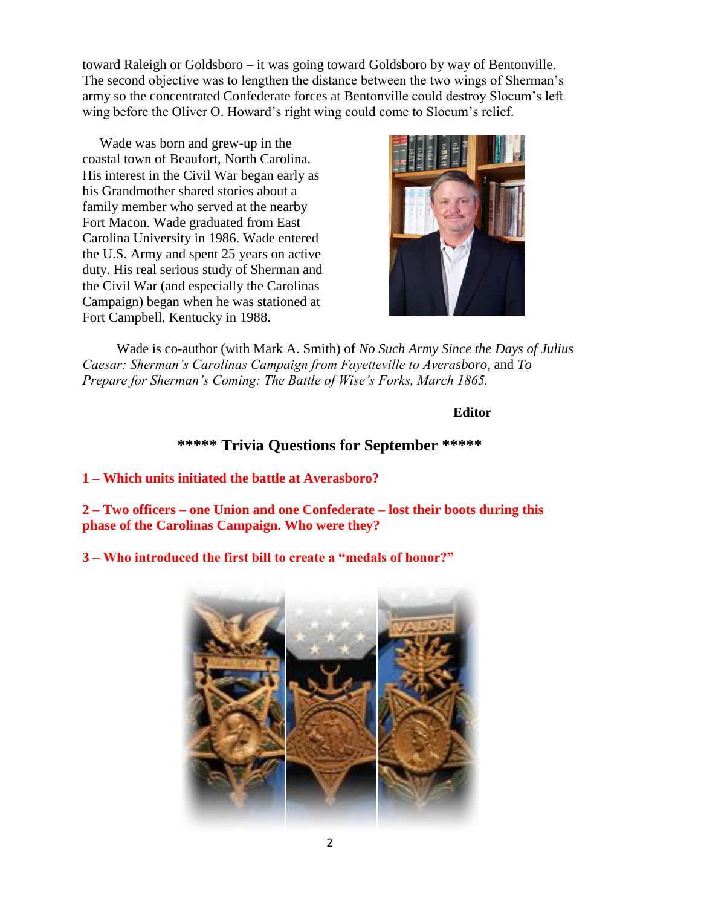toward Raleigh or Goldsboro – it was going toward Goldsboro by way of Bentonville. The second objective was to lengthen the distance between the two wings of Sherman's army so the concentrated Confederate forces at Bentonville could destroy Slocum's left wing before the Oliver O. Howard's right wing could come to Slocum's relief.

Wade was born and grew-up in the coastal town of Beaufort, North Carolina. His interest in the Civil War began early as his Grandmother shared stories about a family member who served at the nearby Fort Macon. Wade graduated from East Carolina University in 1986. Wade entered the U.S. Army and spent 25 years on active duty. His real serious study of Sherman and the Civil War (and especially the Carolinas Campaign) began when he was stationed at Fort Campbell, Kentucky in 1988.

Wade is co-author (with Mark A. Smith) of *No Such Army Since the Days of Julius Caesar: Sherman's Carolinas Campaign from Fayetteville to Averasboro*, and *To Prepare for Sherman's Coming: The Battle of Wise's Forks, March 1865.*

**Editor**

## ***** Trivia Questions for September *****

**1 – Which units initiated the battle at Averasboro?**

**2 – Two officers – one Union and one Confederate – lost their boots during this phase of the Carolinas Campaign. Who were they?**

**3 – Who introduced the first bill to create a "medals of honor?"**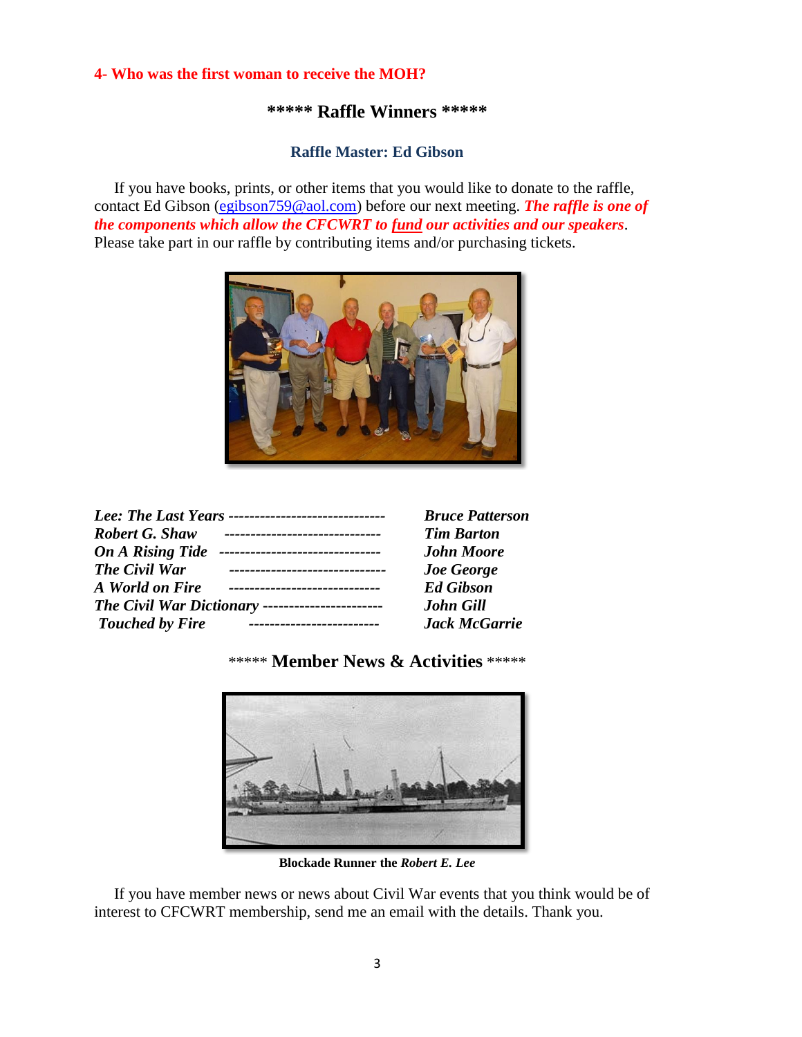**4- Who was the first woman to receive the MOH?**

## ***** Raffle Winners *****

### Raffle Master: Ed Gibson

If you have books, prints, or other items that you would like to donate to the raffle, contact Ed Gibson (egibson759@aol.com) before our next meeting. ***The raffle is one of the components which allow the CFCWRT to fund our activities and our speakers***. Please take part in our raffle by contributing items and/or purchasing tickets.

| | |
|---|---|
| ***Lee: The Last Years*** ------------------------------ | ***Bruce Patterson*** |
| ***Robert G. Shaw*** ------------------------------ | ***Tim Barton*** |
| ***On A Rising Tide*** ------------------------------- | ***John Moore*** |
| ***The Civil War*** ------------------------------ | ***Joe George*** |
| ***A World on Fire*** ----------------------------- | ***Ed Gibson*** |
| ***The Civil War Dictionary*** ---------------------- | ***John Gill*** |
| ***Touched by Fire*** ------------------------ | ***Jack McGarrie*** |

## ***** Member News & Activities *****

**Blockade Runner the *Robert E. Lee***

If you have member news or news about Civil War events that you think would be of interest to CFCWRT membership, send me an email with the details. Thank you.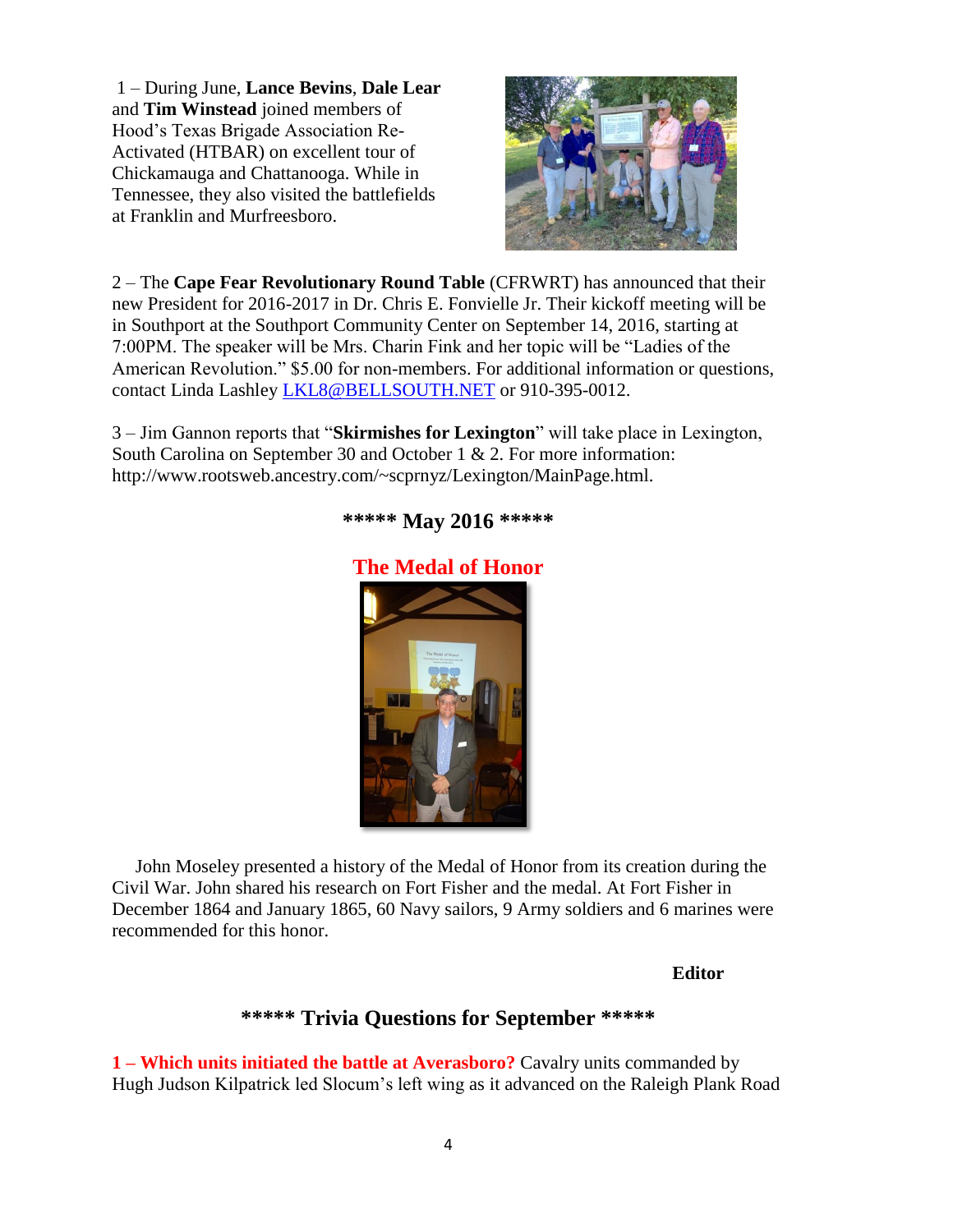1 – During June, **Lance Bevins**, **Dale Lear** and **Tim Winstead** joined members of Hood's Texas Brigade Association Re-Activated (HTBAR) on excellent tour of Chickamauga and Chattanooga. While in Tennessee, they also visited the battlefields at Franklin and Murfreesboro.

2 – The **Cape Fear Revolutionary Round Table** (CFRWRT) has announced that their new President for 2016-2017 in Dr. Chris E. Fonvielle Jr. Their kickoff meeting will be in Southport at the Southport Community Center on September 14, 2016, starting at 7:00PM. The speaker will be Mrs. Charin Fink and her topic will be "Ladies of the American Revolution." $5.00 for non-members. For additional information or questions, contact Linda Lashley LKL8@BELLSOUTH.NET or 910-395-0012.

3 – Jim Gannon reports that "**Skirmishes for Lexington**" will take place in Lexington, South Carolina on September 30 and October 1 & 2. For more information: http://www.rootsweb.ancestry.com/~scprnyz/Lexington/MainPage.html.

## ***** May 2016 *****

### The Medal of Honor

John Moseley presented a history of the Medal of Honor from its creation during the Civil War. John shared his research on Fort Fisher and the medal. At Fort Fisher in December 1864 and January 1865, 60 Navy sailors, 9 Army soldiers and 6 marines were recommended for this honor.

**Editor**

## ***** Trivia Questions for September *****

**1 – Which units initiated the battle at Averasboro?** Cavalry units commanded by Hugh Judson Kilpatrick led Slocum's left wing as it advanced on the Raleigh Plank Road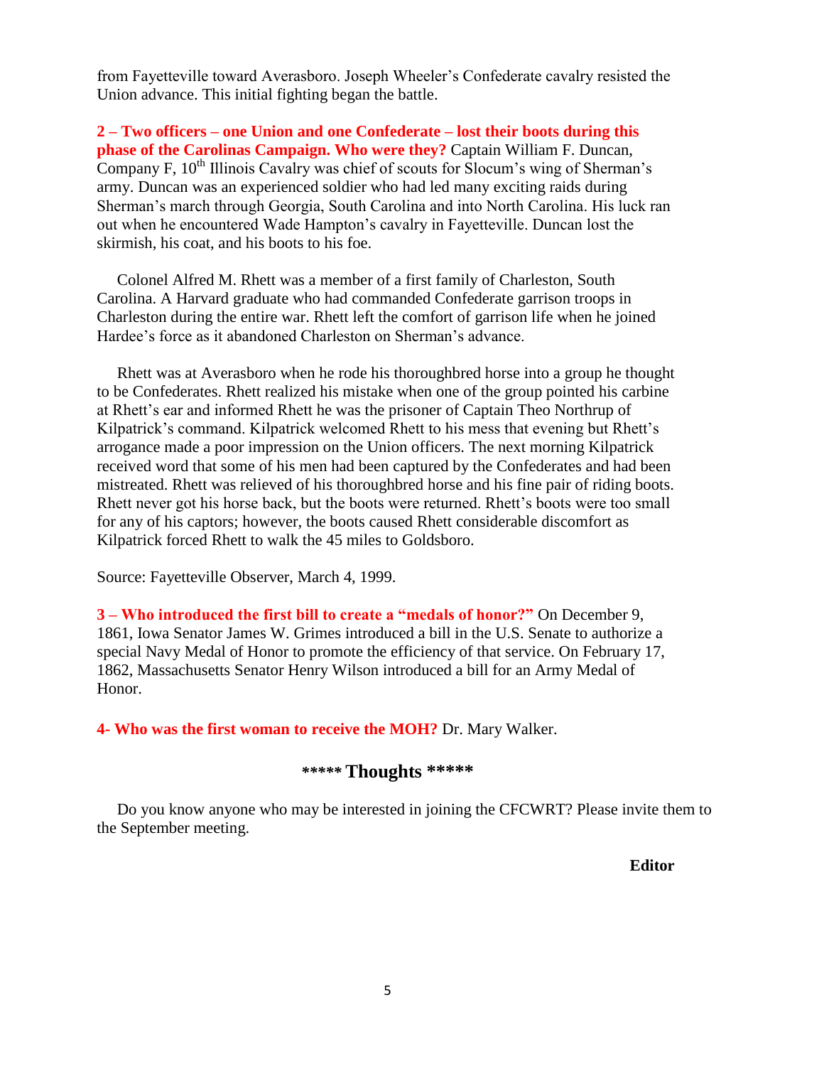from Fayetteville toward Averasboro. Joseph Wheeler's Confederate cavalry resisted the Union advance. This initial fighting began the battle.

**2 – Two officers – one Union and one Confederate – lost their boots during this phase of the Carolinas Campaign. Who were they?** Captain William F. Duncan, Company F, 10th Illinois Cavalry was chief of scouts for Slocum's wing of Sherman's army. Duncan was an experienced soldier who had led many exciting raids during Sherman's march through Georgia, South Carolina and into North Carolina. His luck ran out when he encountered Wade Hampton's cavalry in Fayetteville. Duncan lost the skirmish, his coat, and his boots to his foe.

Colonel Alfred M. Rhett was a member of a first family of Charleston, South Carolina. A Harvard graduate who had commanded Confederate garrison troops in Charleston during the entire war. Rhett left the comfort of garrison life when he joined Hardee's force as it abandoned Charleston on Sherman's advance.

Rhett was at Averasboro when he rode his thoroughbred horse into a group he thought to be Confederates. Rhett realized his mistake when one of the group pointed his carbine at Rhett's ear and informed Rhett he was the prisoner of Captain Theo Northrup of Kilpatrick's command. Kilpatrick welcomed Rhett to his mess that evening but Rhett's arrogance made a poor impression on the Union officers. The next morning Kilpatrick received word that some of his men had been captured by the Confederates and had been mistreated. Rhett was relieved of his thoroughbred horse and his fine pair of riding boots. Rhett never got his horse back, but the boots were returned. Rhett's boots were too small for any of his captors; however, the boots caused Rhett considerable discomfort as Kilpatrick forced Rhett to walk the 45 miles to Goldsboro.

Source: Fayetteville Observer, March 4, 1999.

**3 – Who introduced the first bill to create a "medals of honor?"** On December 9, 1861, Iowa Senator James W. Grimes introduced a bill in the U.S. Senate to authorize a special Navy Medal of Honor to promote the efficiency of that service. On February 17, 1862, Massachusetts Senator Henry Wilson introduced a bill for an Army Medal of Honor.

**4- Who was the first woman to receive the MOH?** Dr. Mary Walker.

## ***** Thoughts *****

Do you know anyone who may be interested in joining the CFCWRT? Please invite them to the September meeting.

**Editor**